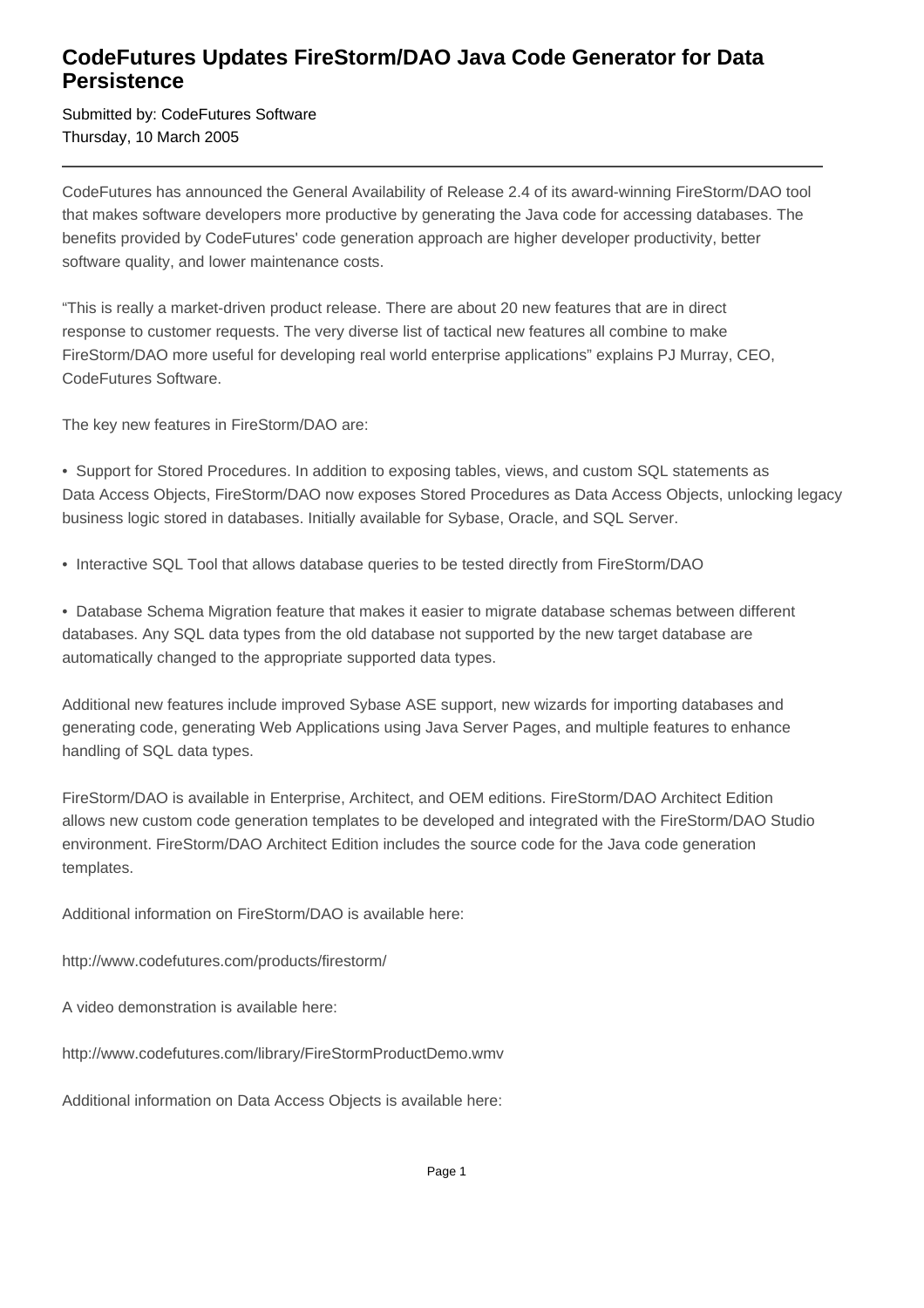# CodeFutures Updates FireStorm/DAO Java Code Generator for Data Persistence

Submitted by: CodeFutures Software
Thursday, 10 March 2005

---

CodeFutures has announced the General Availability of Release 2.4 of its award-winning FireStorm/DAO tool that makes software developers more productive by generating the Java code for accessing databases. The benefits provided by CodeFutures' code generation approach are higher developer productivity, better software quality, and lower maintenance costs.

“This is really a market-driven product release. There are about 20 new features that are in direct response to customer requests. The very diverse list of tactical new features all combine to make FireStorm/DAO more useful for developing real world enterprise applications” explains PJ Murray, CEO, CodeFutures Software.

The key new features in FireStorm/DAO are:

- Support for Stored Procedures. In addition to exposing tables, views, and custom SQL statements as Data Access Objects, FireStorm/DAO now exposes Stored Procedures as Data Access Objects, unlocking legacy business logic stored in databases. Initially available for Sybase, Oracle, and SQL Server.

- Interactive SQL Tool that allows database queries to be tested directly from FireStorm/DAO

- Database Schema Migration feature that makes it easier to migrate database schemas between different databases. Any SQL data types from the old database not supported by the new target database are automatically changed to the appropriate supported data types.

Additional new features include improved Sybase ASE support, new wizards for importing databases and generating code, generating Web Applications using Java Server Pages, and multiple features to enhance handling of SQL data types.

FireStorm/DAO is available in Enterprise, Architect, and OEM editions. FireStorm/DAO Architect Edition allows new custom code generation templates to be developed and integrated with the FireStorm/DAO Studio environment. FireStorm/DAO Architect Edition includes the source code for the Java code generation templates.

Additional information on FireStorm/DAO is available here:

http://www.codefutures.com/products/firestorm/

A video demonstration is available here:

http://www.codefutures.com/library/FireStormProductDemo.wmv

Additional information on Data Access Objects is available here: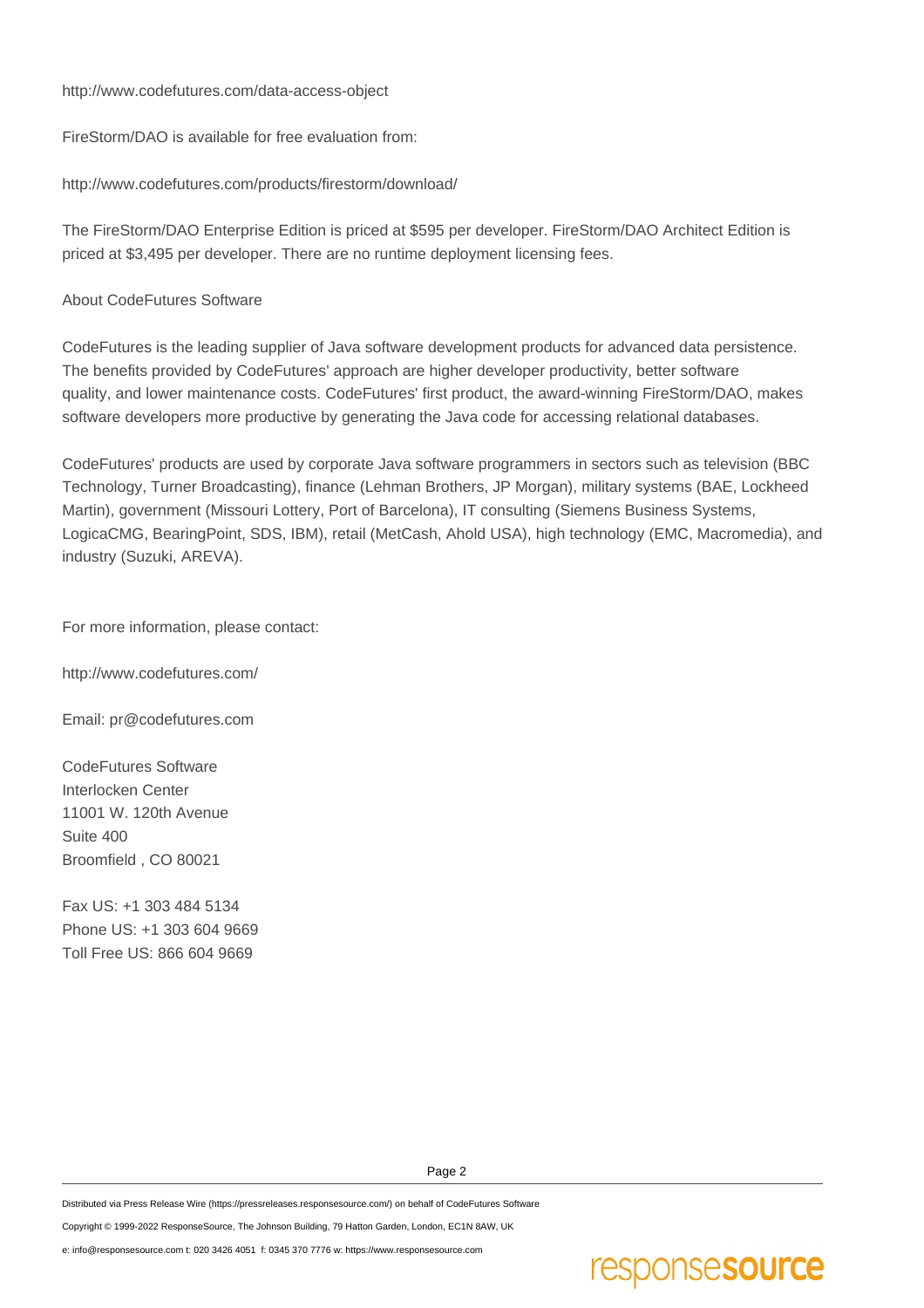http://www.codefutures.com/data-access-object

FireStorm/DAO is available for free evaluation from:

http://www.codefutures.com/products/firestorm/download/

The FireStorm/DAO Enterprise Edition is priced at $595 per developer. FireStorm/DAO Architect Edition is priced at $3,495 per developer. There are no runtime deployment licensing fees.

About CodeFutures Software

CodeFutures is the leading supplier of Java software development products for advanced data persistence. The benefits provided by CodeFutures' approach are higher developer productivity, better software quality, and lower maintenance costs. CodeFutures' first product, the award-winning FireStorm/DAO, makes software developers more productive by generating the Java code for accessing relational databases.

CodeFutures' products are used by corporate Java software programmers in sectors such as television (BBC Technology, Turner Broadcasting), finance (Lehman Brothers, JP Morgan), military systems (BAE, Lockheed Martin), government (Missouri Lottery, Port of Barcelona), IT consulting (Siemens Business Systems, LogicaCMG, BearingPoint, SDS, IBM), retail (MetCash, Ahold USA), high technology (EMC, Macromedia), and industry (Suzuki, AREVA).

For more information, please contact:

http://www.codefutures.com/

Email: pr@codefutures.com

CodeFutures Software  
Interlocken Center  
11001 W. 120th Avenue  
Suite 400  
Broomfield , CO 80021

Fax US: +1 303 484 5134  
Phone US: +1 303 604 9669  
Toll Free US: 866 604 9669

Distributed via Press Release Wire (https://pressreleases.responsesource.com/) on behalf of CodeFutures Software

Copyright © 1999-2022 ResponseSource, The Johnson Building, 79 Hatton Garden, London, EC1N 8AW, UK

e: info@responsesource.com t: 020 3426 4051 f: 0345 370 7776 w: https://www.responsesource.com